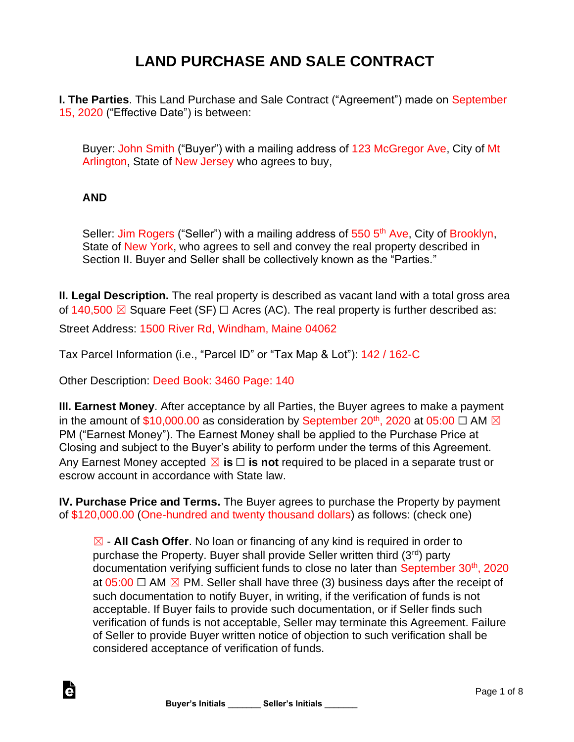# LAND PURCHASE AND SALE CONTRACT

**I. The Parties**. This Land Purchase and Sale Contract ("Agreement") made on September 15, 2020 ("Effective Date") is between:

Buyer: John Smith ("Buyer") with a mailing address of 123 McGregor Ave, City of Mt Arlington, State of New Jersey who agrees to buy,

**AND**

Seller: Jim Rogers ("Seller") with a mailing address of 550 5th Ave, City of Brooklyn, State of New York, who agrees to sell and convey the real property described in Section II. Buyer and Seller shall be collectively known as the "Parties."

**II. Legal Description.** The real property is described as vacant land with a total gross area of 140,500 ☒ Square Feet (SF) ☐ Acres (AC). The real property is further described as:

Street Address: 1500 River Rd, Windham, Maine 04062

Tax Parcel Information (i.e., "Parcel ID" or "Tax Map & Lot"): 142 / 162-C

Other Description: Deed Book: 3460 Page: 140

**III. Earnest Money**. After acceptance by all Parties, the Buyer agrees to make a payment in the amount of $10,000.00 as consideration by September 20th, 2020 at 05:00 ☐ AM ☒ PM ("Earnest Money"). The Earnest Money shall be applied to the Purchase Price at Closing and subject to the Buyer's ability to perform under the terms of this Agreement. Any Earnest Money accepted ☒ **is** ☐ **is not** required to be placed in a separate trust or escrow account in accordance with State law.

**IV. Purchase Price and Terms.** The Buyer agrees to purchase the Property by payment of $120,000.00 (One-hundred and twenty thousand dollars) as follows: (check one)

☒ - **All Cash Offer**. No loan or financing of any kind is required in order to purchase the Property. Buyer shall provide Seller written third (3rd) party documentation verifying sufficient funds to close no later than September 30th, 2020 at 05:00 ☐ AM ☒ PM. Seller shall have three (3) business days after the receipt of such documentation to notify Buyer, in writing, if the verification of funds is not acceptable. If Buyer fails to provide such documentation, or if Seller finds such verification of funds is not acceptable, Seller may terminate this Agreement. Failure of Seller to provide Buyer written notice of objection to such verification shall be considered acceptance of verification of funds.

**Buyer's Initials** _______ **Seller's Initials** _______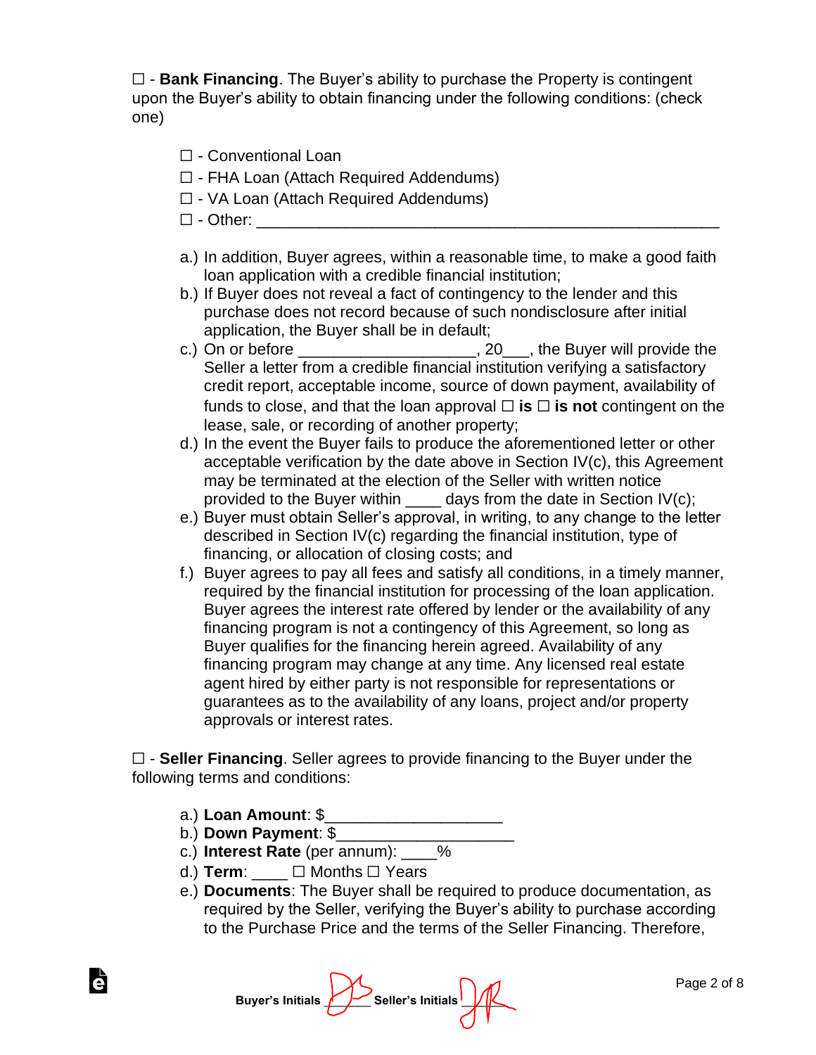☐ - **Bank Financing**. The Buyer's ability to purchase the Property is contingent upon the Buyer's ability to obtain financing under the following conditions: (check one)

☐ - Conventional Loan
☐ - FHA Loan (Attach Required Addendums)
☐ - VA Loan (Attach Required Addendums)
☐ - Other: ____________________________________________________

a.) In addition, Buyer agrees, within a reasonable time, to make a good faith loan application with a credible financial institution;

b.) If Buyer does not reveal a fact of contingency to the lender and this purchase does not record because of such nondisclosure after initial application, the Buyer shall be in default;

c.) On or before ____________________, 20___, the Buyer will provide the Seller a letter from a credible financial institution verifying a satisfactory credit report, acceptable income, source of down payment, availability of funds to close, and that the loan approval ☐ **is** ☐ **is not** contingent on the lease, sale, or recording of another property;

d.) In the event the Buyer fails to produce the aforementioned letter or other acceptable verification by the date above in Section IV(c), this Agreement may be terminated at the election of the Seller with written notice provided to the Buyer within ____ days from the date in Section IV(c);

e.) Buyer must obtain Seller's approval, in writing, to any change to the letter described in Section IV(c) regarding the financial institution, type of financing, or allocation of closing costs; and

f.) Buyer agrees to pay all fees and satisfy all conditions, in a timely manner, required by the financial institution for processing of the loan application. Buyer agrees the interest rate offered by lender or the availability of any financing program is not a contingency of this Agreement, so long as Buyer qualifies for the financing herein agreed. Availability of any financing program may change at any time. Any licensed real estate agent hired by either party is not responsible for representations or guarantees as to the availability of any loans, project and/or property approvals or interest rates.

☐ - **Seller Financing**. Seller agrees to provide financing to the Buyer under the following terms and conditions:

a.) **Loan Amount**: $____________________
b.) **Down Payment**: $____________________
c.) **Interest Rate** (per annum): ____%
d.) **Term**: ____ ☐ Months ☐ Years
e.) **Documents**: The Buyer shall be required to produce documentation, as required by the Seller, verifying the Buyer's ability to purchase according to the Purchase Price and the terms of the Seller Financing. Therefore,

Buyer's Initials _______ Seller's Initials _______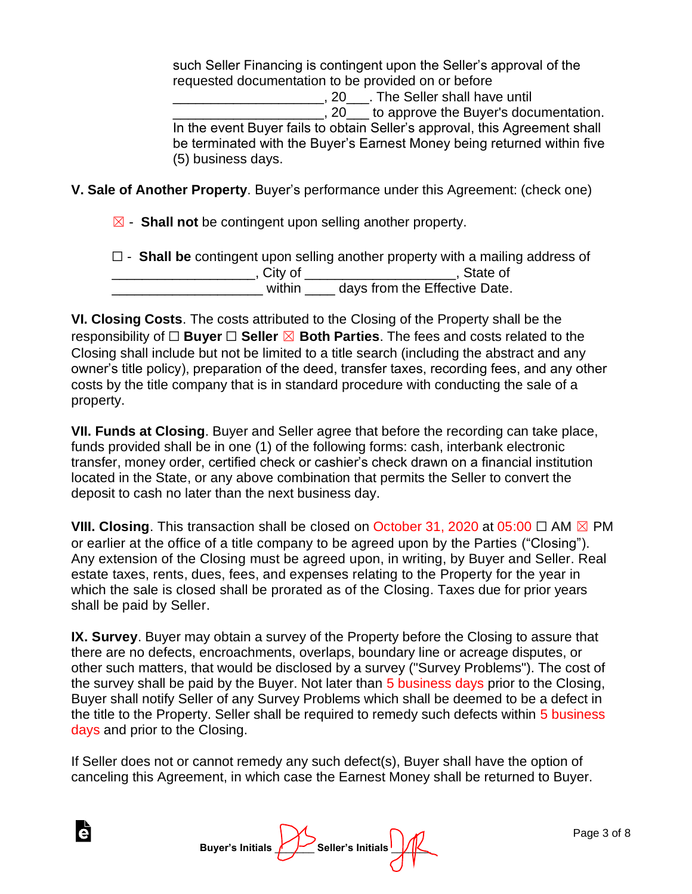such Seller Financing is contingent upon the Seller's approval of the requested documentation to be provided on or before ____________________, 20___. The Seller shall have until ____________________, 20___ to approve the Buyer's documentation. In the event Buyer fails to obtain Seller's approval, this Agreement shall be terminated with the Buyer's Earnest Money being returned within five (5) business days.

**V. Sale of Another Property**. Buyer's performance under this Agreement: (check one)

☒ - **Shall not** be contingent upon selling another property.

☐ - **Shall be** contingent upon selling another property with a mailing address of ___________________, City of ___________________, State of ____________________ within ____ days from the Effective Date.

**VI. Closing Costs**. The costs attributed to the Closing of the Property shall be the responsibility of ☐ **Buyer** ☐ **Seller** ☒ **Both Parties**. The fees and costs related to the Closing shall include but not be limited to a title search (including the abstract and any owner's title policy), preparation of the deed, transfer taxes, recording fees, and any other costs by the title company that is in standard procedure with conducting the sale of a property.

**VII. Funds at Closing**. Buyer and Seller agree that before the recording can take place, funds provided shall be in one (1) of the following forms: cash, interbank electronic transfer, money order, certified check or cashier's check drawn on a financial institution located in the State, or any above combination that permits the Seller to convert the deposit to cash no later than the next business day.

**VIII. Closing**. This transaction shall be closed on October 31, 2020 at 05:00 ☐ AM ☒ PM or earlier at the office of a title company to be agreed upon by the Parties ("Closing"). Any extension of the Closing must be agreed upon, in writing, by Buyer and Seller. Real estate taxes, rents, dues, fees, and expenses relating to the Property for the year in which the sale is closed shall be prorated as of the Closing. Taxes due for prior years shall be paid by Seller.

**IX. Survey**. Buyer may obtain a survey of the Property before the Closing to assure that there are no defects, encroachments, overlaps, boundary line or acreage disputes, or other such matters, that would be disclosed by a survey ("Survey Problems"). The cost of the survey shall be paid by the Buyer. Not later than 5 business days prior to the Closing, Buyer shall notify Seller of any Survey Problems which shall be deemed to be a defect in the title to the Property. Seller shall be required to remedy such defects within 5 business days and prior to the Closing.

If Seller does not or cannot remedy any such defect(s), Buyer shall have the option of canceling this Agreement, in which case the Earnest Money shall be returned to Buyer.

**Buyer's Initials** ______ **Seller's Initials** ______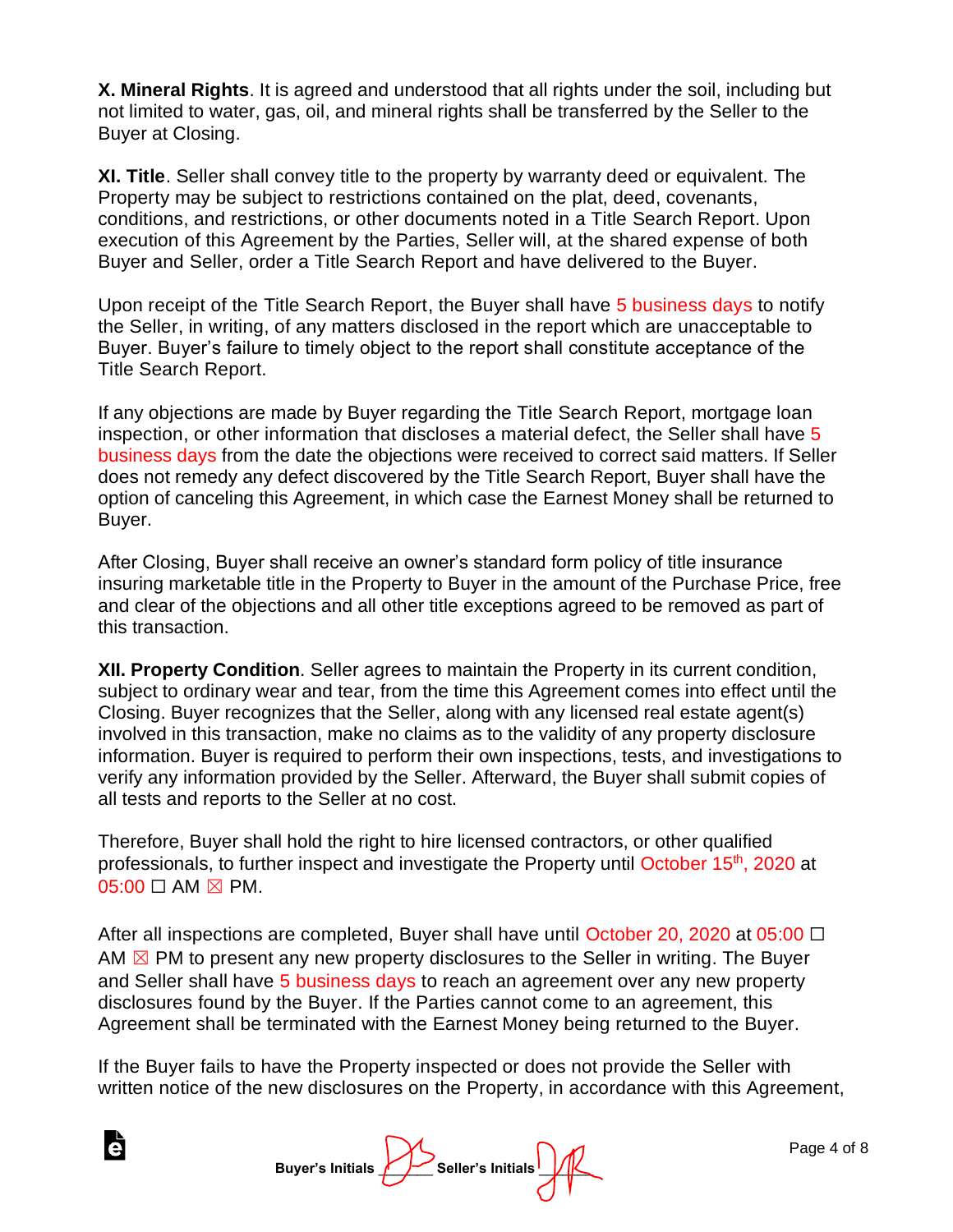**X. Mineral Rights**. It is agreed and understood that all rights under the soil, including but not limited to water, gas, oil, and mineral rights shall be transferred by the Seller to the Buyer at Closing.

**XI. Title**. Seller shall convey title to the property by warranty deed or equivalent. The Property may be subject to restrictions contained on the plat, deed, covenants, conditions, and restrictions, or other documents noted in a Title Search Report. Upon execution of this Agreement by the Parties, Seller will, at the shared expense of both Buyer and Seller, order a Title Search Report and have delivered to the Buyer.

Upon receipt of the Title Search Report, the Buyer shall have 5 business days to notify the Seller, in writing, of any matters disclosed in the report which are unacceptable to Buyer. Buyer's failure to timely object to the report shall constitute acceptance of the Title Search Report.

If any objections are made by Buyer regarding the Title Search Report, mortgage loan inspection, or other information that discloses a material defect, the Seller shall have 5 business days from the date the objections were received to correct said matters. If Seller does not remedy any defect discovered by the Title Search Report, Buyer shall have the option of canceling this Agreement, in which case the Earnest Money shall be returned to Buyer.

After Closing, Buyer shall receive an owner's standard form policy of title insurance insuring marketable title in the Property to Buyer in the amount of the Purchase Price, free and clear of the objections and all other title exceptions agreed to be removed as part of this transaction.

**XII. Property Condition**. Seller agrees to maintain the Property in its current condition, subject to ordinary wear and tear, from the time this Agreement comes into effect until the Closing. Buyer recognizes that the Seller, along with any licensed real estate agent(s) involved in this transaction, make no claims as to the validity of any property disclosure information. Buyer is required to perform their own inspections, tests, and investigations to verify any information provided by the Seller. Afterward, the Buyer shall submit copies of all tests and reports to the Seller at no cost.

Therefore, Buyer shall hold the right to hire licensed contractors, or other qualified professionals, to further inspect and investigate the Property until October 15th, 2020 at 05:00 ☐ AM ☒ PM.

After all inspections are completed, Buyer shall have until October 20, 2020 at 05:00 ☐ AM ☒ PM to present any new property disclosures to the Seller in writing. The Buyer and Seller shall have 5 business days to reach an agreement over any new property disclosures found by the Buyer. If the Parties cannot come to an agreement, this Agreement shall be terminated with the Earnest Money being returned to the Buyer.

If the Buyer fails to have the Property inspected or does not provide the Seller with written notice of the new disclosures on the Property, in accordance with this Agreement,

Buyer's Initials ______ Seller's Initials ______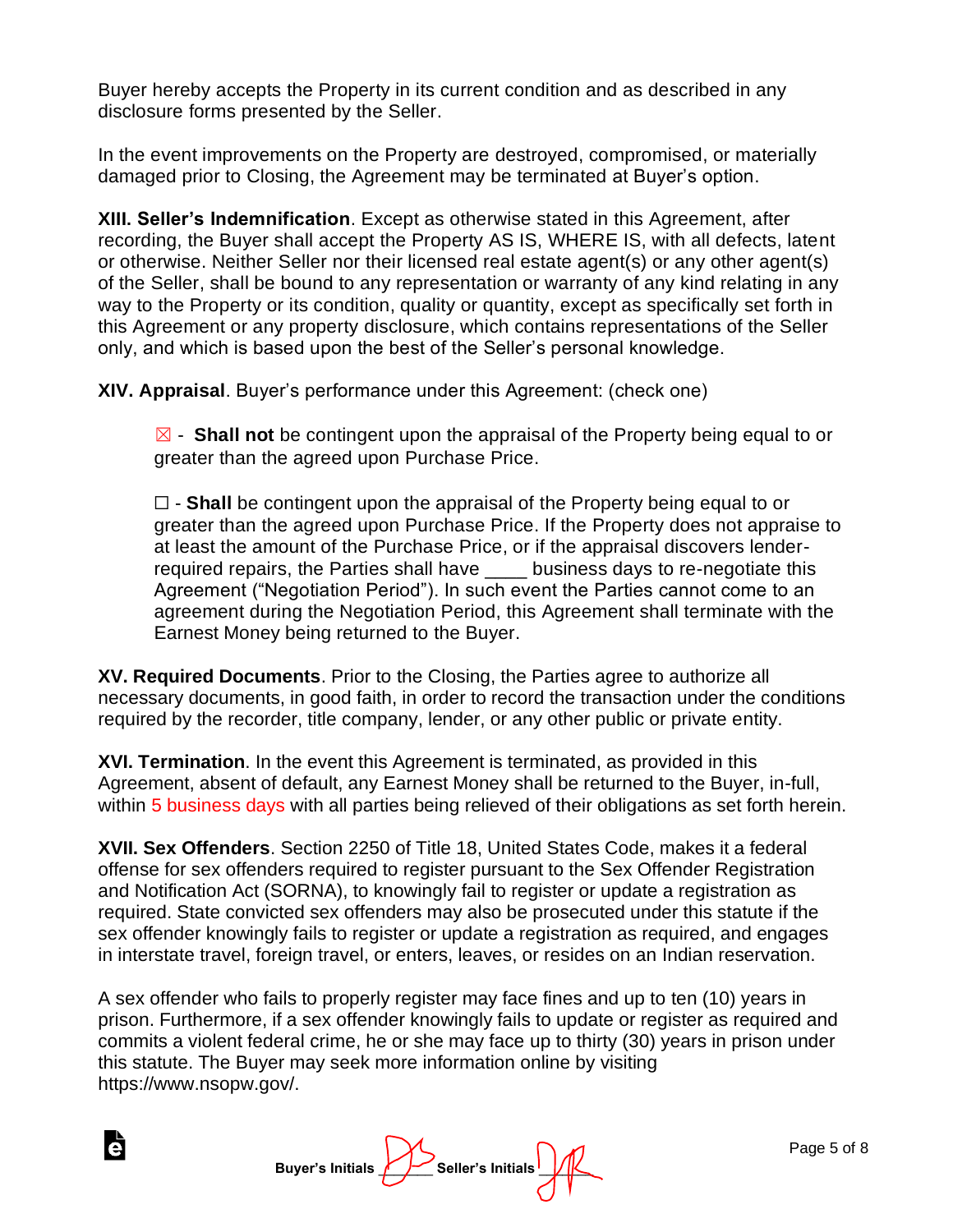Buyer hereby accepts the Property in its current condition and as described in any disclosure forms presented by the Seller.

In the event improvements on the Property are destroyed, compromised, or materially damaged prior to Closing, the Agreement may be terminated at Buyer's option.

**XIII. Seller's Indemnification**. Except as otherwise stated in this Agreement, after recording, the Buyer shall accept the Property AS IS, WHERE IS, with all defects, latent or otherwise. Neither Seller nor their licensed real estate agent(s) or any other agent(s) of the Seller, shall be bound to any representation or warranty of any kind relating in any way to the Property or its condition, quality or quantity, except as specifically set forth in this Agreement or any property disclosure, which contains representations of the Seller only, and which is based upon the best of the Seller's personal knowledge.

**XIV. Appraisal**. Buyer's performance under this Agreement: (check one)

☒ - **Shall not** be contingent upon the appraisal of the Property being equal to or greater than the agreed upon Purchase Price.

☐ - **Shall** be contingent upon the appraisal of the Property being equal to or greater than the agreed upon Purchase Price. If the Property does not appraise to at least the amount of the Purchase Price, or if the appraisal discovers lender-required repairs, the Parties shall have ____ business days to re-negotiate this Agreement ("Negotiation Period"). In such event the Parties cannot come to an agreement during the Negotiation Period, this Agreement shall terminate with the Earnest Money being returned to the Buyer.

**XV. Required Documents**. Prior to the Closing, the Parties agree to authorize all necessary documents, in good faith, in order to record the transaction under the conditions required by the recorder, title company, lender, or any other public or private entity.

**XVI. Termination**. In the event this Agreement is terminated, as provided in this Agreement, absent of default, any Earnest Money shall be returned to the Buyer, in-full, within 5 business days with all parties being relieved of their obligations as set forth herein.

**XVII. Sex Offenders**. Section 2250 of Title 18, United States Code, makes it a federal offense for sex offenders required to register pursuant to the Sex Offender Registration and Notification Act (SORNA), to knowingly fail to register or update a registration as required. State convicted sex offenders may also be prosecuted under this statute if the sex offender knowingly fails to register or update a registration as required, and engages in interstate travel, foreign travel, or enters, leaves, or resides on an Indian reservation.

A sex offender who fails to properly register may face fines and up to ten (10) years in prison. Furthermore, if a sex offender knowingly fails to update or register as required and commits a violent federal crime, he or she may face up to thirty (30) years in prison under this statute. The Buyer may seek more information online by visiting https://www.nsopw.gov/.

Buyer's Initials ________ Seller's Initials ________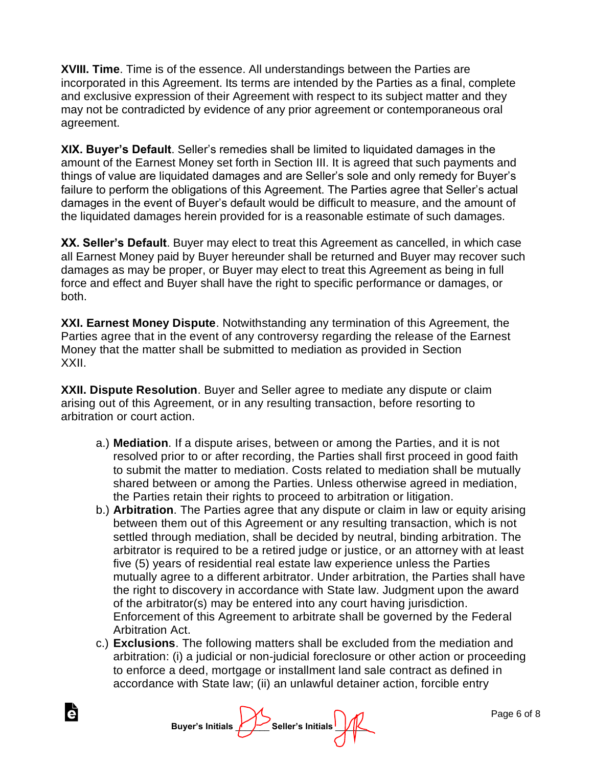**XVIII. Time**. Time is of the essence. All understandings between the Parties are incorporated in this Agreement. Its terms are intended by the Parties as a final, complete and exclusive expression of their Agreement with respect to its subject matter and they may not be contradicted by evidence of any prior agreement or contemporaneous oral agreement.

**XIX. Buyer's Default**. Seller's remedies shall be limited to liquidated damages in the amount of the Earnest Money set forth in Section III. It is agreed that such payments and things of value are liquidated damages and are Seller's sole and only remedy for Buyer's failure to perform the obligations of this Agreement. The Parties agree that Seller's actual damages in the event of Buyer's default would be difficult to measure, and the amount of the liquidated damages herein provided for is a reasonable estimate of such damages.

**XX. Seller's Default**. Buyer may elect to treat this Agreement as cancelled, in which case all Earnest Money paid by Buyer hereunder shall be returned and Buyer may recover such damages as may be proper, or Buyer may elect to treat this Agreement as being in full force and effect and Buyer shall have the right to specific performance or damages, or both.

**XXI. Earnest Money Dispute**. Notwithstanding any termination of this Agreement, the Parties agree that in the event of any controversy regarding the release of the Earnest Money that the matter shall be submitted to mediation as provided in Section XXII.

**XXII. Dispute Resolution**. Buyer and Seller agree to mediate any dispute or claim arising out of this Agreement, or in any resulting transaction, before resorting to arbitration or court action.

a.) **Mediation**. If a dispute arises, between or among the Parties, and it is not resolved prior to or after recording, the Parties shall first proceed in good faith to submit the matter to mediation. Costs related to mediation shall be mutually shared between or among the Parties. Unless otherwise agreed in mediation, the Parties retain their rights to proceed to arbitration or litigation.

b.) **Arbitration**. The Parties agree that any dispute or claim in law or equity arising between them out of this Agreement or any resulting transaction, which is not settled through mediation, shall be decided by neutral, binding arbitration. The arbitrator is required to be a retired judge or justice, or an attorney with at least five (5) years of residential real estate law experience unless the Parties mutually agree to a different arbitrator. Under arbitration, the Parties shall have the right to discovery in accordance with State law. Judgment upon the award of the arbitrator(s) may be entered into any court having jurisdiction. Enforcement of this Agreement to arbitrate shall be governed by the Federal Arbitration Act.

c.) **Exclusions**. The following matters shall be excluded from the mediation and arbitration: (i) a judicial or non-judicial foreclosure or other action or proceeding to enforce a deed, mortgage or installment land sale contract as defined in accordance with State law; (ii) an unlawful detainer action, forcible entry

Buyer's Initials ______ Seller's Initials ______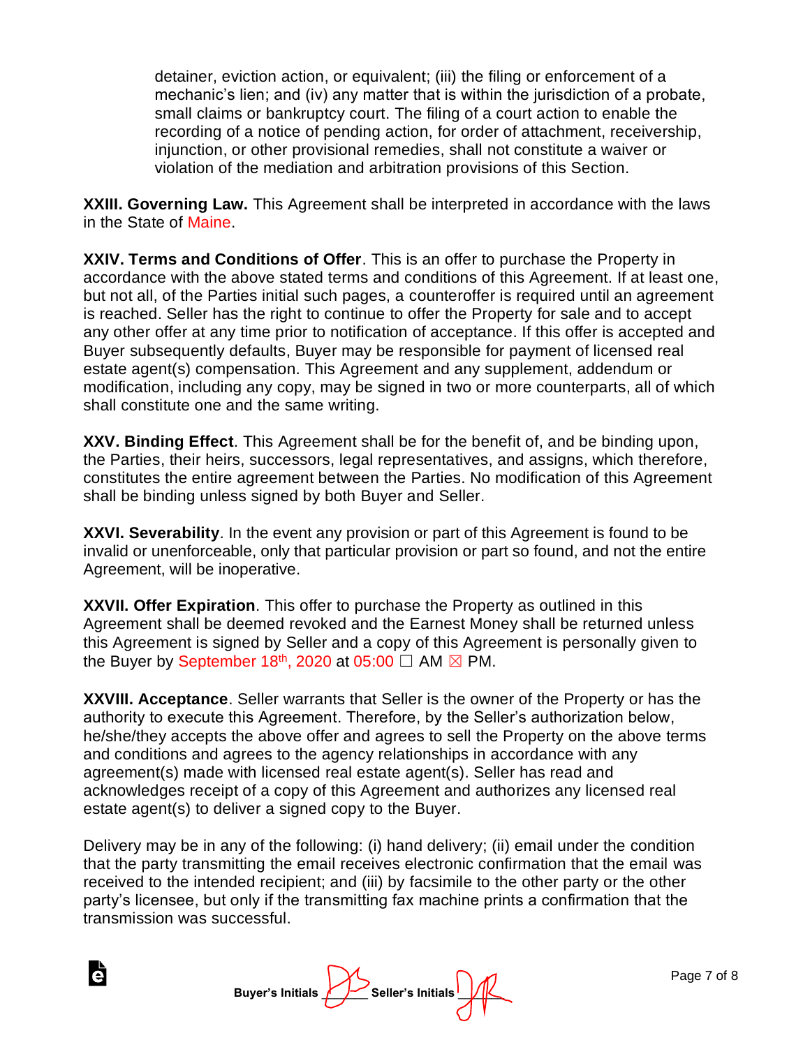detainer, eviction action, or equivalent; (iii) the filing or enforcement of a mechanic's lien; and (iv) any matter that is within the jurisdiction of a probate, small claims or bankruptcy court. The filing of a court action to enable the recording of a notice of pending action, for order of attachment, receivership, injunction, or other provisional remedies, shall not constitute a waiver or violation of the mediation and arbitration provisions of this Section.

**XXIII. Governing Law.** This Agreement shall be interpreted in accordance with the laws in the State of Maine.

**XXIV. Terms and Conditions of Offer**. This is an offer to purchase the Property in accordance with the above stated terms and conditions of this Agreement. If at least one, but not all, of the Parties initial such pages, a counteroffer is required until an agreement is reached. Seller has the right to continue to offer the Property for sale and to accept any other offer at any time prior to notification of acceptance. If this offer is accepted and Buyer subsequently defaults, Buyer may be responsible for payment of licensed real estate agent(s) compensation. This Agreement and any supplement, addendum or modification, including any copy, may be signed in two or more counterparts, all of which shall constitute one and the same writing.

**XXV. Binding Effect**. This Agreement shall be for the benefit of, and be binding upon, the Parties, their heirs, successors, legal representatives, and assigns, which therefore, constitutes the entire agreement between the Parties. No modification of this Agreement shall be binding unless signed by both Buyer and Seller.

**XXVI. Severability**. In the event any provision or part of this Agreement is found to be invalid or unenforceable, only that particular provision or part so found, and not the entire Agreement, will be inoperative.

**XXVII. Offer Expiration**. This offer to purchase the Property as outlined in this Agreement shall be deemed revoked and the Earnest Money shall be returned unless this Agreement is signed by Seller and a copy of this Agreement is personally given to the Buyer by September 18th, 2020 at 05:00 ☐ AM ☒ PM.

**XXVIII. Acceptance**. Seller warrants that Seller is the owner of the Property or has the authority to execute this Agreement. Therefore, by the Seller's authorization below, he/she/they accepts the above offer and agrees to sell the Property on the above terms and conditions and agrees to the agency relationships in accordance with any agreement(s) made with licensed real estate agent(s). Seller has read and acknowledges receipt of a copy of this Agreement and authorizes any licensed real estate agent(s) to deliver a signed copy to the Buyer.

Delivery may be in any of the following: (i) hand delivery; (ii) email under the condition that the party transmitting the email receives electronic confirmation that the email was received to the intended recipient; and (iii) by facsimile to the other party or the other party's licensee, but only if the transmitting fax machine prints a confirmation that the transmission was successful.

**Buyer's Initials** DS **Seller's Initials** JR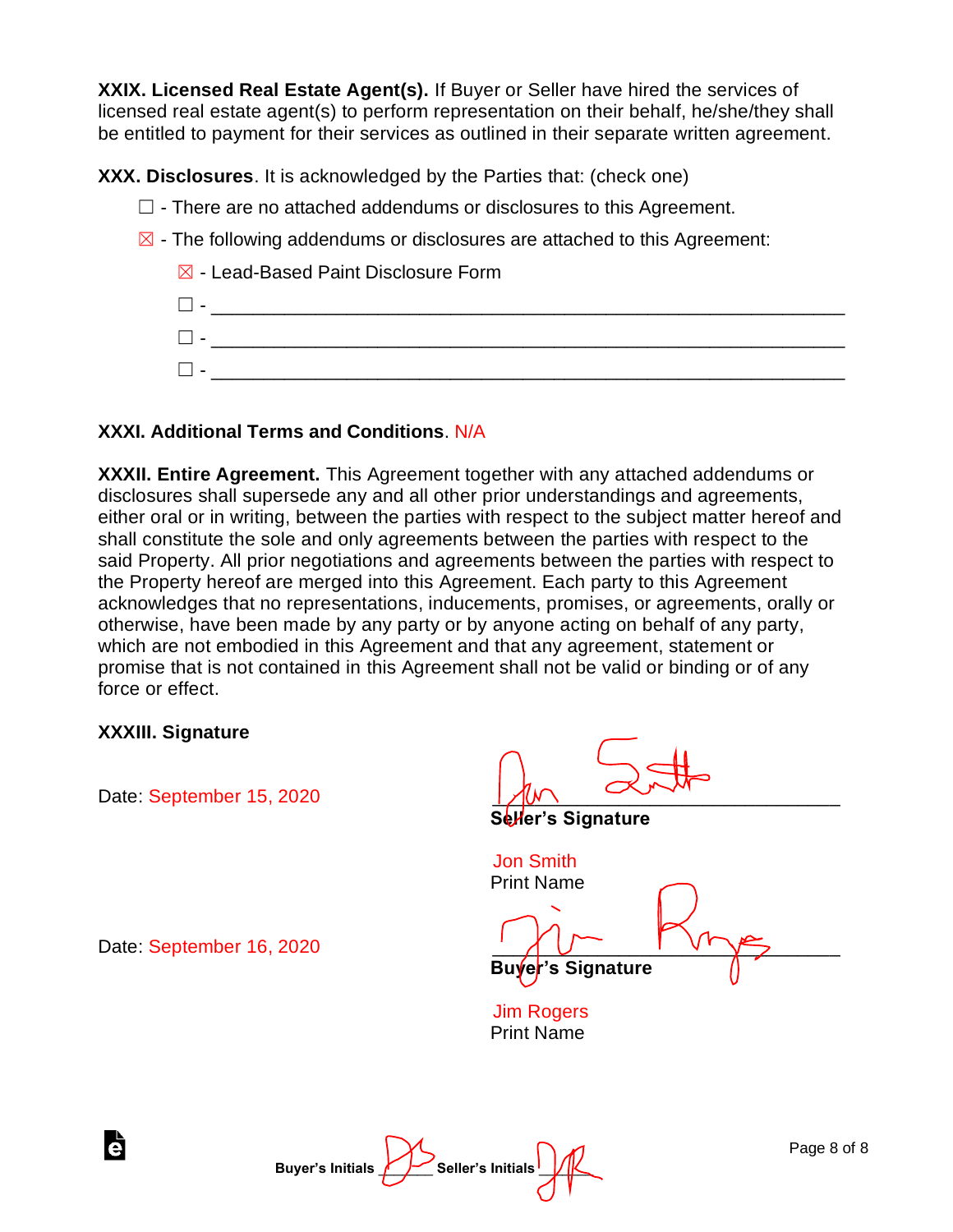**XXIX. Licensed Real Estate Agent(s).** If Buyer or Seller have hired the services of licensed real estate agent(s) to perform representation on their behalf, he/she/they shall be entitled to payment for their services as outlined in their separate written agreement.

**XXX. Disclosures**. It is acknowledged by the Parties that: (check one)

☐ - There are no attached addendums or disclosures to this Agreement.

☒ - The following addendums or disclosures are attached to this Agreement:

- ☒ - Lead-Based Paint Disclosure Form
- ☐ - ____________________________________________________________
- ☐ - ____________________________________________________________
- ☐ - ____________________________________________________________

**XXXI. Additional Terms and Conditions**. N/A

**XXXII. Entire Agreement.** This Agreement together with any attached addendums or disclosures shall supersede any and all other prior understandings and agreements, either oral or in writing, between the parties with respect to the subject matter hereof and shall constitute the sole and only agreements between the parties with respect to the said Property. All prior negotiations and agreements between the parties with respect to the Property hereof are merged into this Agreement. Each party to this Agreement acknowledges that no representations, inducements, promises, or agreements, orally or otherwise, have been made by any party or by anyone acting on behalf of any party, which are not embodied in this Agreement and that any agreement, statement or promise that is not contained in this Agreement shall not be valid or binding or of any force or effect.

**XXXIII. Signature**

Date: September 15, 2020

_______________________________
**Seller's Signature**

Jon Smith
Print Name

Date: September 16, 2020

_______________________________
**Buyer's Signature**

Jim Rogers
Print Name

**Buyer's Initials** ________ **Seller's Initials** ________